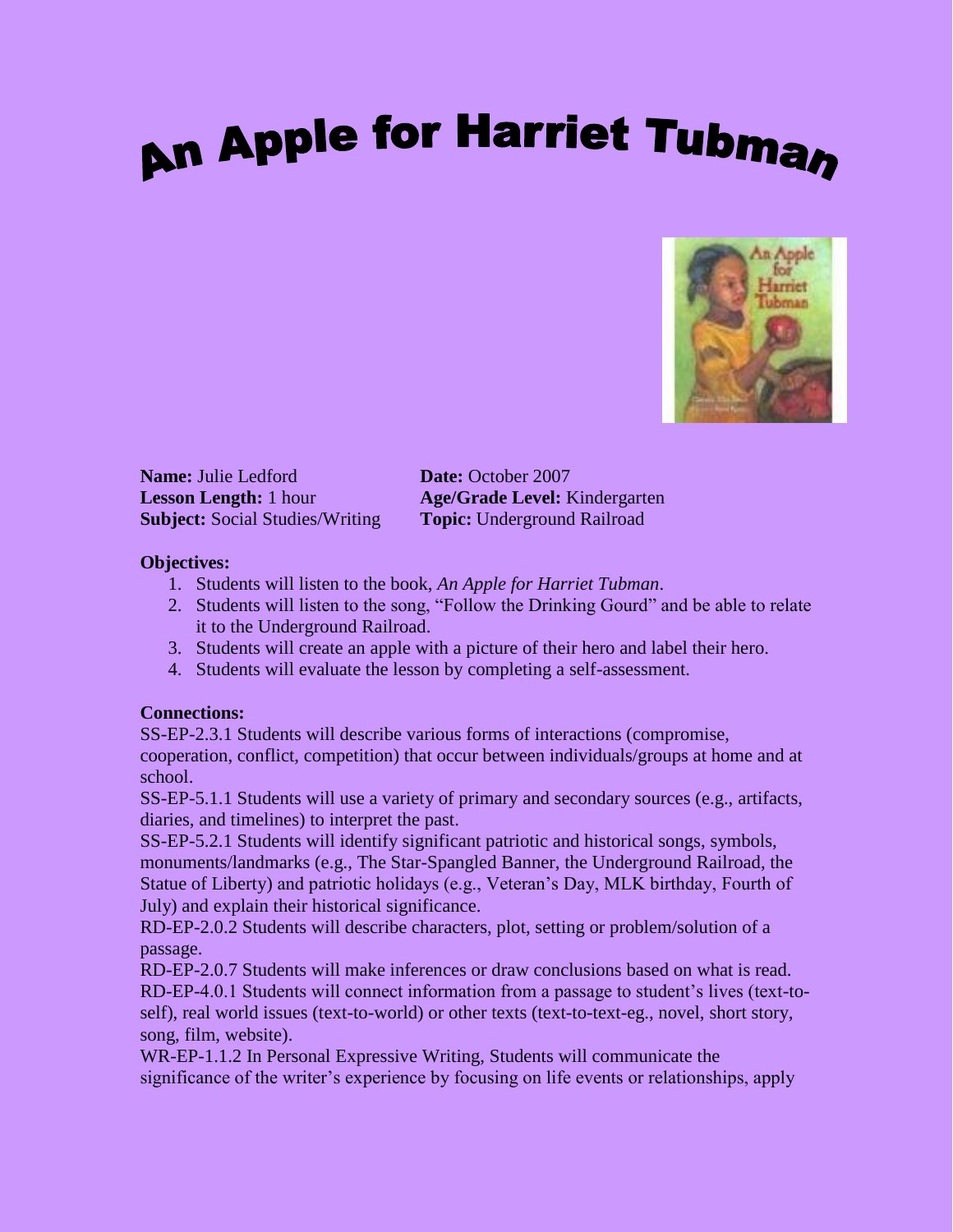# An Apple for Harriet Tubman

**Name:** Julie Ledford
**Date:** October 2007
**Lesson Length:** 1 hour
**Age/Grade Level:** Kindergarten
**Subject:** Social Studies/Writing
**Topic:** Underground Railroad

**Objectives:**

1. Students will listen to the book, *An Apple for Harriet Tubman*.
2. Students will listen to the song, "Follow the Drinking Gourd" and be able to relate it to the Underground Railroad.
3. Students will create an apple with a picture of their hero and label their hero.
4. Students will evaluate the lesson by completing a self-assessment.

**Connections:**

SS-EP-2.3.1 Students will describe various forms of interactions (compromise, cooperation, conflict, competition) that occur between individuals/groups at home and at school.

SS-EP-5.1.1 Students will use a variety of primary and secondary sources (e.g., artifacts, diaries, and timelines) to interpret the past.

SS-EP-5.2.1 Students will identify significant patriotic and historical songs, symbols, monuments/landmarks (e.g., The Star-Spangled Banner, the Underground Railroad, the Statue of Liberty) and patriotic holidays (e.g., Veteran's Day, MLK birthday, Fourth of July) and explain their historical significance.

RD-EP-2.0.2 Students will describe characters, plot, setting or problem/solution of a passage.

RD-EP-2.0.7 Students will make inferences or draw conclusions based on what is read.

RD-EP-4.0.1 Students will connect information from a passage to student's lives (text-to-self), real world issues (text-to-world) or other texts (text-to-text-eg., novel, short story, song, film, website).

WR-EP-1.1.2 In Personal Expressive Writing, Students will communicate the significance of the writer's experience by focusing on life events or relationships, apply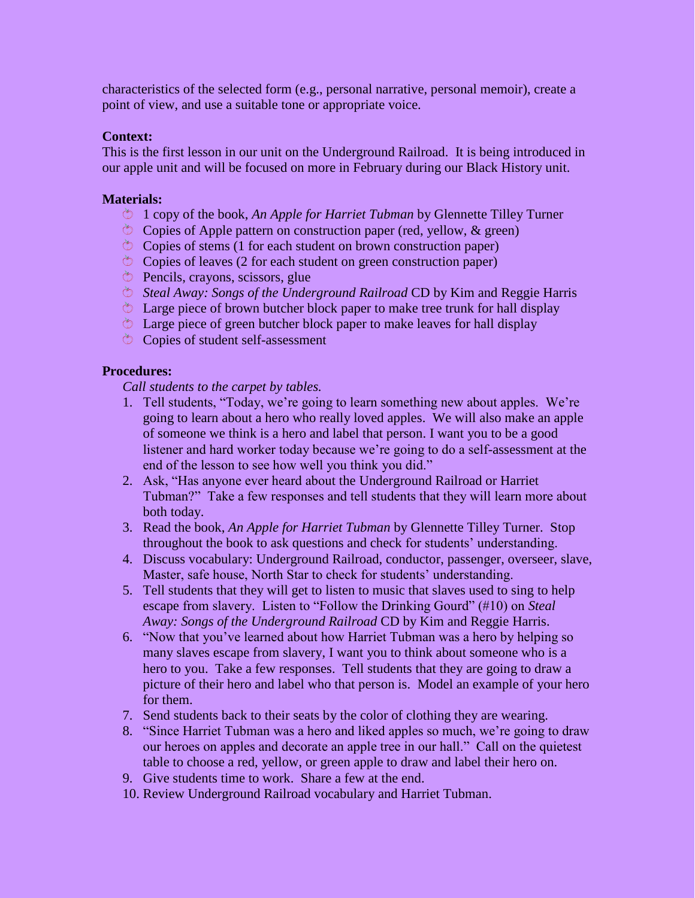characteristics of the selected form (e.g., personal narrative, personal memoir), create a point of view, and use a suitable tone or appropriate voice.

**Context:**
This is the first lesson in our unit on the Underground Railroad. It is being introduced in our apple unit and will be focused on more in February during our Black History unit.

**Materials:**

- 1 copy of the book, *An Apple for Harriet Tubman* by Glennette Tilley Turner
- Copies of Apple pattern on construction paper (red, yellow, & green)
- Copies of stems (1 for each student on brown construction paper)
- Copies of leaves (2 for each student on green construction paper)
- Pencils, crayons, scissors, glue
- *Steal Away: Songs of the Underground Railroad* CD by Kim and Reggie Harris
- Large piece of brown butcher block paper to make tree trunk for hall display
- Large piece of green butcher block paper to make leaves for hall display
- Copies of student self-assessment

**Procedures:**

*Call students to the carpet by tables.*

1. Tell students, "Today, we're going to learn something new about apples. We're going to learn about a hero who really loved apples. We will also make an apple of someone we think is a hero and label that person. I want you to be a good listener and hard worker today because we're going to do a self-assessment at the end of the lesson to see how well you think you did."
2. Ask, "Has anyone ever heard about the Underground Railroad or Harriet Tubman?" Take a few responses and tell students that they will learn more about both today.
3. Read the book, *An Apple for Harriet Tubman* by Glennette Tilley Turner. Stop throughout the book to ask questions and check for students' understanding.
4. Discuss vocabulary: Underground Railroad, conductor, passenger, overseer, slave, Master, safe house, North Star to check for students' understanding.
5. Tell students that they will get to listen to music that slaves used to sing to help escape from slavery. Listen to "Follow the Drinking Gourd" (#10) on *Steal Away: Songs of the Underground Railroad* CD by Kim and Reggie Harris.
6. "Now that you've learned about how Harriet Tubman was a hero by helping so many slaves escape from slavery, I want you to think about someone who is a hero to you. Take a few responses. Tell students that they are going to draw a picture of their hero and label who that person is. Model an example of your hero for them.
7. Send students back to their seats by the color of clothing they are wearing.
8. "Since Harriet Tubman was a hero and liked apples so much, we're going to draw our heroes on apples and decorate an apple tree in our hall." Call on the quietest table to choose a red, yellow, or green apple to draw and label their hero on.
9. Give students time to work. Share a few at the end.
10. Review Underground Railroad vocabulary and Harriet Tubman.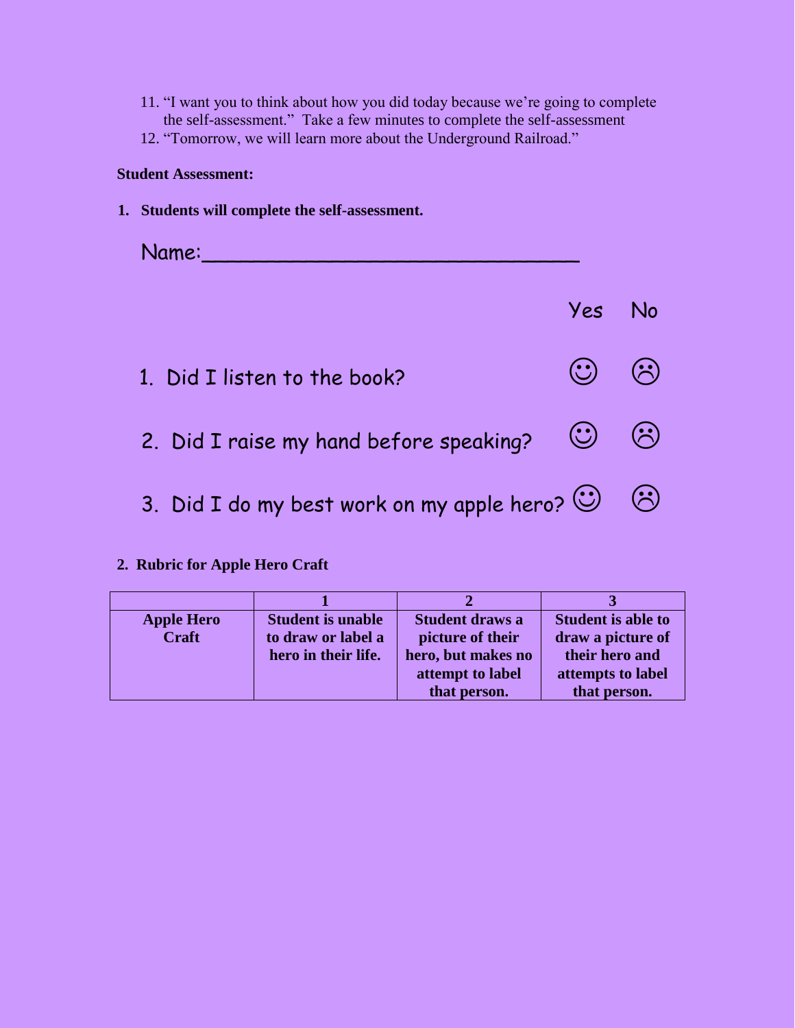11. "I want you to think about how you did today because we're going to complete the self-assessment." Take a few minutes to complete the self-assessment
12. "Tomorrow, we will learn more about the Underground Railroad."

**Student Assessment:**

1. **Students will complete the self-assessment.**

Name:_______________________________

| | Yes | No |
|---|---|---|
| 1. Did I listen to the book? | ☺ | ☹ |
| 2. Did I raise my hand before speaking? | ☺ | ☹ |
| 3. Did I do my best work on my apple hero? | ☺ | ☹ |

**2. Rubric for Apple Hero Craft**

| | 1 | 2 | 3 |
|---|---|---|---|
| **Apple Hero Craft** | **Student is unable to draw or label a hero in their life.** | **Student draws a picture of their hero, but makes no attempt to label that person.** | **Student is able to draw a picture of their hero and attempts to label that person.** |